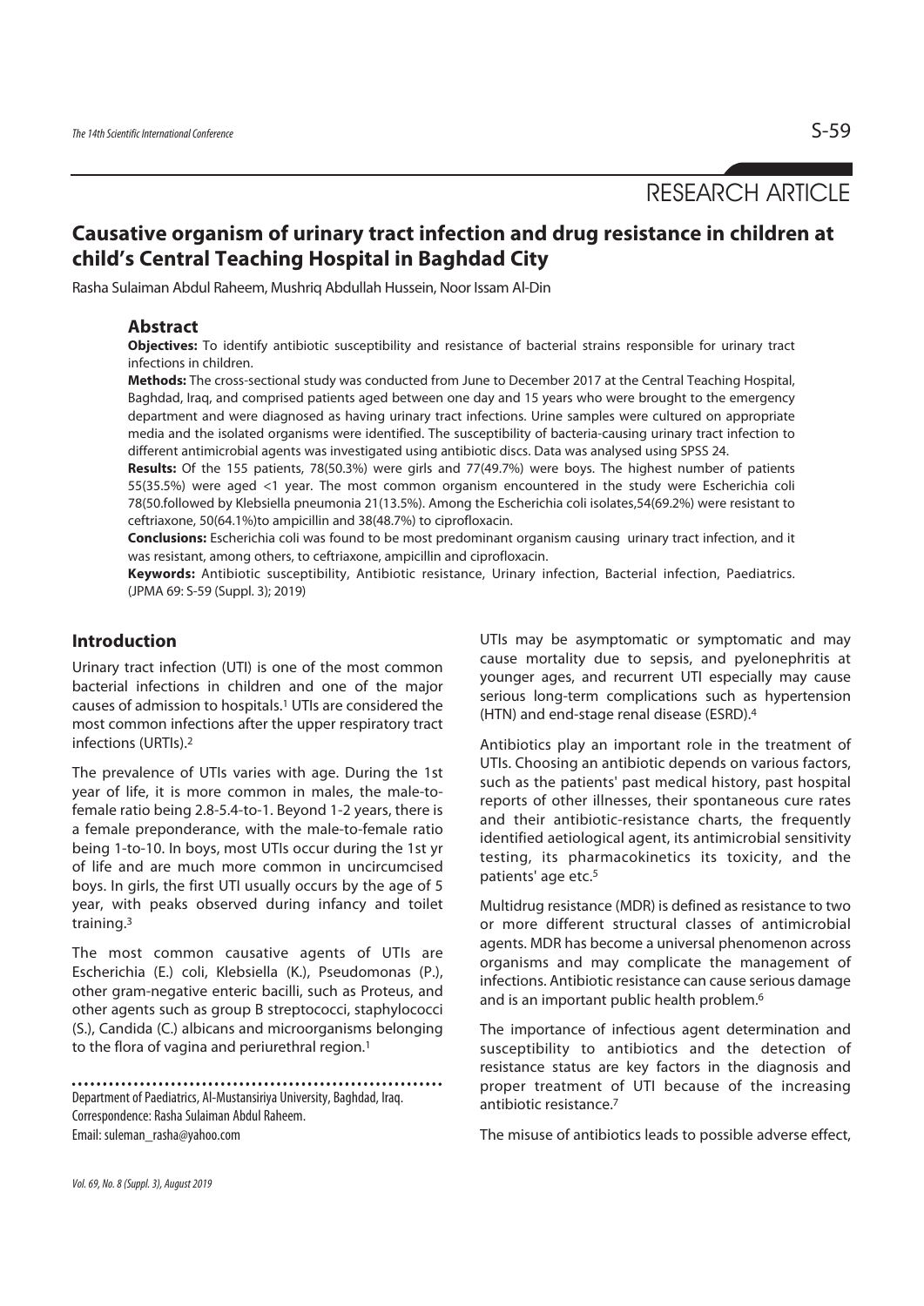RESEARCH ARTICLE

# Causative organism of urinary tract infection and drug resistance in children at child's Central Teaching Hospital in Baghdad City

Rasha Sulaiman Abdul Raheem, Mushriq Abdullah Hussein, Noor Issam Al-Din

## Abstract

**Objectives:** To identify antibiotic susceptibility and resistance of bacterial strains responsible for urinary tract infections in children.

**Methods:** The cross-sectional study was conducted from June to December 2017 at the Central Teaching Hospital, Baghdad, Iraq, and comprised patients aged between one day and 15 years who were brought to the emergency department and were diagnosed as having urinary tract infections. Urine samples were cultured on appropriate media and the isolated organisms were identified. The susceptibility of bacteria-causing urinary tract infection to different antimicrobial agents was investigated using antibiotic discs. Data was analysed using SPSS 24.

**Results:** Of the 155 patients, 78(50.3%) were girls and 77(49.7%) were boys. The highest number of patients 55(35.5%) were aged <1 year. The most common organism encountered in the study were Escherichia coli 78(50.followed by Klebsiella pneumonia 21(13.5%). Among the Escherichia coli isolates,54(69.2%) were resistant to ceftriaxone, 50(64.1%)to ampicillin and 38(48.7%) to ciprofloxacin.

**Conclusions:** Escherichia coli was found to be most predominant organism causing urinary tract infection, and it was resistant, among others, to ceftriaxone, ampicillin and ciprofloxacin.

**Keywords:** Antibiotic susceptibility, Antibiotic resistance, Urinary infection, Bacterial infection, Paediatrics. (JPMA 69: S-59 (Suppl. 3); 2019)

## Introduction

Urinary tract infection (UTI) is one of the most common bacterial infections in children and one of the major causes of admission to hospitals.[1] UTIs are considered the most common infections after the upper respiratory tract infections (URTIs).[2]

The prevalence of UTIs varies with age. During the 1st year of life, it is more common in males, the male-to-female ratio being 2.8-5.4-to-1. Beyond 1-2 years, there is a female preponderance, with the male-to-female ratio being 1-to-10. In boys, most UTIs occur during the 1st yr of life and are much more common in uncircumcised boys. In girls, the first UTI usually occurs by the age of 5 year, with peaks observed during infancy and toilet training.[3]

The most common causative agents of UTIs are Escherichia (E.) coli, Klebsiella (K.), Pseudomonas (P.), other gram-negative enteric bacilli, such as Proteus, and other agents such as group B streptococci, staphylococci (S.), Candida (C.) albicans and microorganisms belonging to the flora of vagina and periurethral region.[1]

Department of Paediatrics, Al-Mustansiriya University, Baghdad, Iraq.
Correspondence: Rasha Sulaiman Abdul Raheem.
Email: suleman_rasha@yahoo.com

UTIs may be asymptomatic or symptomatic and may cause mortality due to sepsis, and pyelonephritis at younger ages, and recurrent UTI especially may cause serious long-term complications such as hypertension (HTN) and end-stage renal disease (ESRD).[4]

Antibiotics play an important role in the treatment of UTIs. Choosing an antibiotic depends on various factors, such as the patients' past medical history, past hospital reports of other illnesses, their spontaneous cure rates and their antibiotic-resistance charts, the frequently identified aetiological agent, its antimicrobial sensitivity testing, its pharmacokinetics its toxicity, and the patients' age etc.[5]

Multidrug resistance (MDR) is defined as resistance to two or more different structural classes of antimicrobial agents. MDR has become a universal phenomenon across organisms and may complicate the management of infections. Antibiotic resistance can cause serious damage and is an important public health problem.[6]

The importance of infectious agent determination and susceptibility to antibiotics and the detection of resistance status are key factors in the diagnosis and proper treatment of UTI because of the increasing antibiotic resistance.[7]

The misuse of antibiotics leads to possible adverse effect,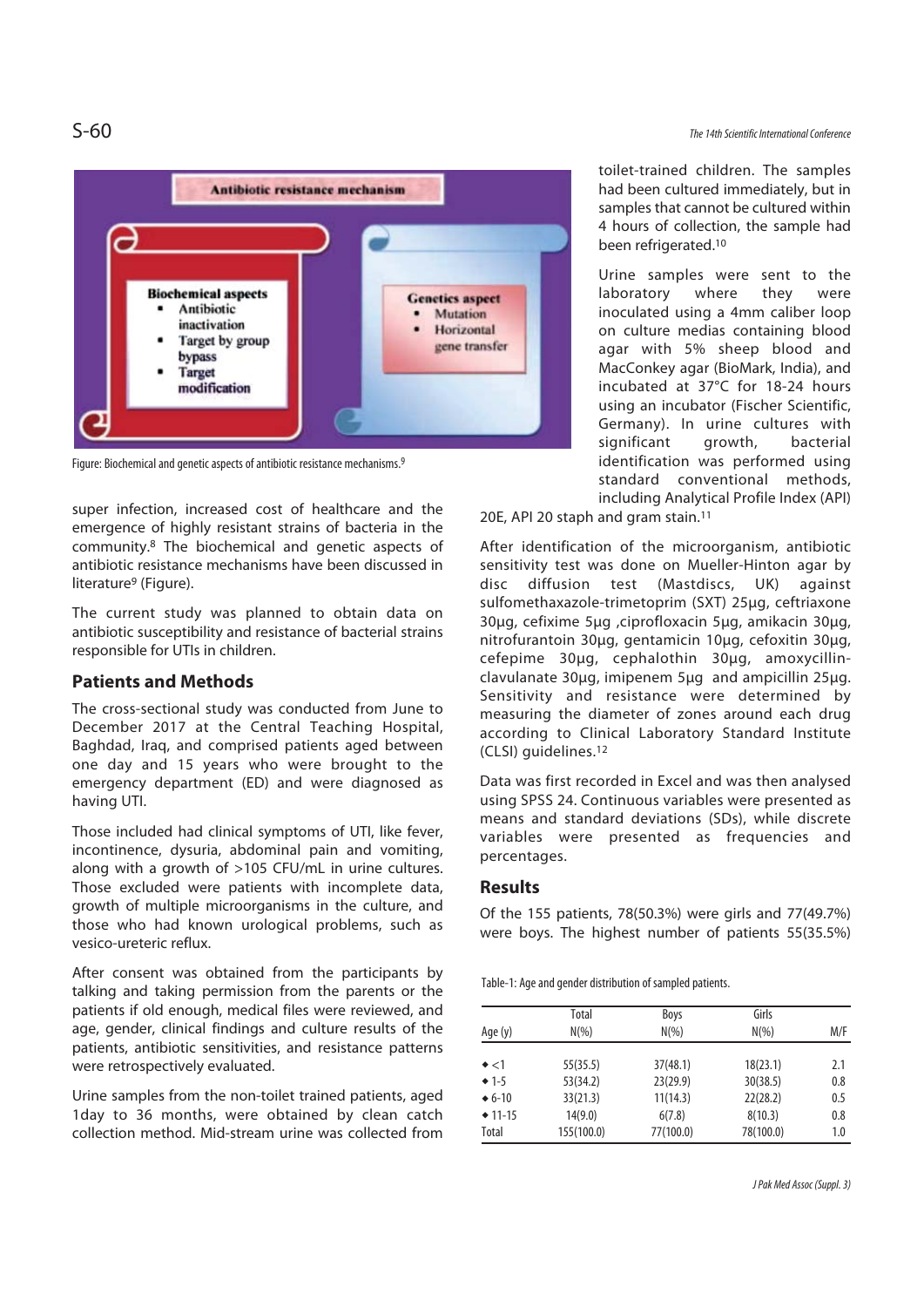Figure: Biochemical and genetic aspects of antibiotic resistance mechanisms.[9]

super infection, increased cost of healthcare and the emergence of highly resistant strains of bacteria in the community.[8] The biochemical and genetic aspects of antibiotic resistance mechanisms have been discussed in literature[9] (Figure).

The current study was planned to obtain data on antibiotic susceptibility and resistance of bacterial strains responsible for UTIs in children.

## Patients and Methods

The cross-sectional study was conducted from June to December 2017 at the Central Teaching Hospital, Baghdad, Iraq, and comprised patients aged between one day and 15 years who were brought to the emergency department (ED) and were diagnosed as having UTI.

Those included had clinical symptoms of UTI, like fever, incontinence, dysuria, abdominal pain and vomiting, along with a growth of >105 CFU/mL in urine cultures. Those excluded were patients with incomplete data, growth of multiple microorganisms in the culture, and those who had known urological problems, such as vesico-ureteric reflux.

After consent was obtained from the participants by talking and taking permission from the parents or the patients if old enough, medical files were reviewed, and age, gender, clinical findings and culture results of the patients, antibiotic sensitivities, and resistance patterns were retrospectively evaluated.

Urine samples from the non-toilet trained patients, aged 1day to 36 months, were obtained by clean catch collection method. Mid-stream urine was collected from toilet-trained children. The samples had been cultured immediately, but in samples that cannot be cultured within 4 hours of collection, the sample had been refrigerated.[10]

Urine samples were sent to the laboratory where they were inoculated using a 4mm caliber loop on culture medias containing blood agar with 5% sheep blood and MacConkey agar (BioMark, India), and incubated at 37°C for 18-24 hours using an incubator (Fischer Scientific, Germany). In urine cultures with significant growth, bacterial identification was performed using standard conventional methods, including Analytical Profile Index (API) 20E, API 20 staph and gram stain.[11]

After identification of the microorganism, antibiotic sensitivity test was done on Mueller-Hinton agar by disc diffusion test (Mastdiscs, UK) against sulfomethaxazole-trimetoprim (SXT) 25µg, ceftriaxone 30µg, cefixime 5µg ,ciprofloxacin 5µg, amikacin 30µg, nitrofurantoin 30µg, gentamicin 10µg, cefoxitin 30µg, cefepime 30µg, cephalothin 30µg, amoxycillin-clavulanate 30µg, imipenem 5µg and ampicillin 25µg. Sensitivity and resistance were determined by measuring the diameter of zones around each drug according to Clinical Laboratory Standard Institute (CLSI) guidelines.[12]

Data was first recorded in Excel and was then analysed using SPSS 24. Continuous variables were presented as means and standard deviations (SDs), while discrete variables were presented as frequencies and percentages.

## Results

Of the 155 patients, 78(50.3%) were girls and 77(49.7%) were boys. The highest number of patients 55(35.5%)

Table-1: Age and gender distribution of sampled patients.

| Age (y) | Total N(%) | Boys N(%) | Girls N(%) | M/F |
|---|---|---|---|---|
| ◆ <1 | 55(35.5) | 37(48.1) | 18(23.1) | 2.1 |
| ◆ 1-5 | 53(34.2) | 23(29.9) | 30(38.5) | 0.8 |
| ◆ 6-10 | 33(21.3) | 11(14.3) | 22(28.2) | 0.5 |
| ◆ 11-15 | 14(9.0) | 6(7.8) | 8(10.3) | 0.8 |
| Total | 155(100.0) | 77(100.0) | 78(100.0) | 1.0 |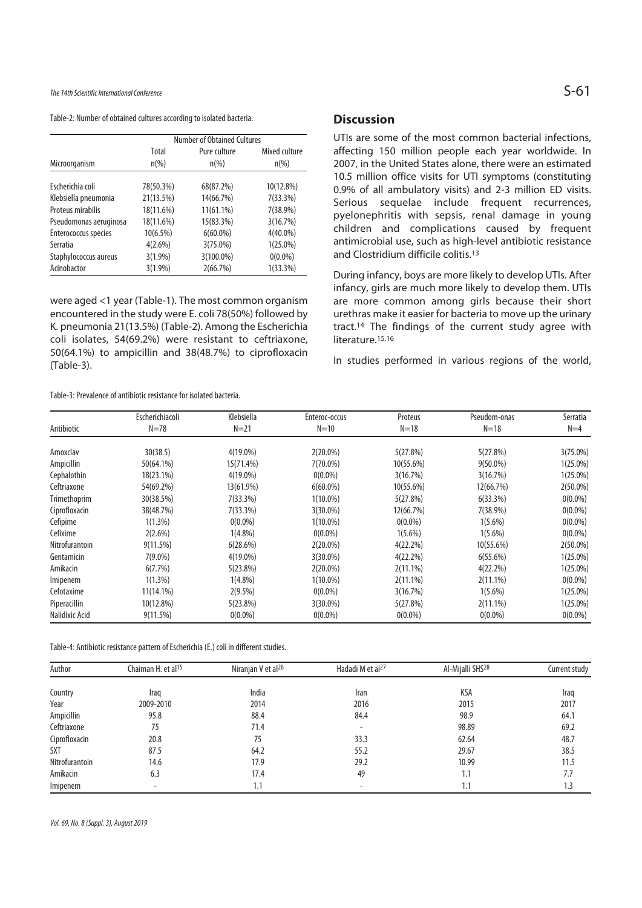Table-2: Number of obtained cultures according to isolated bacteria.

| Microorganism | Number of Obtained Cultures Total n(%) | Pure culture n(%) | Mixed culture n(%) |
|---|---|---|---|
| Escherichia coli | 78(50.3%) | 68(87.2%) | 10(12.8%) |
| Klebsiella pneumonia | 21(13.5%) | 14(66.7%) | 7(33.3%) |
| Proteus mirabilis | 18(11.6%) | 11(61.1%) | 7(38.9%) |
| Pseudomonas aeruginosa | 18(11.6%) | 15(83.3%) | 3(16.7%) |
| Enterococcus species | 10(6.5%) | 6(60.0%) | 4(40.0%) |
| Serratia | 4(2.6%) | 3(75.0%) | 1(25.0%) |
| Staphylococcus aureus | 3(1.9%) | 3(100.0%) | 0(0.0%) |
| Acinobactor | 3(1.9%) | 2(66.7%) | 1(33.3%) |

were aged <1 year (Table-1). The most common organism encountered in the study were E. coli 78(50%) followed by K. pneumonia 21(13.5%) (Table-2). Among the Escherichia coli isolates, 54(69.2%) were resistant to ceftriaxone, 50(64.1%) to ampicillin and 38(48.7%) to ciprofloxacin (Table-3).

Table-3: Prevalence of antibiotic resistance for isolated bacteria.

| Antibiotic | Escherichiacoli N=78 | Klebsiella N=21 | Enteroc-occus N=10 | Proteus N=18 | Pseudom-onas N=18 | Serratia N=4 |
|---|---|---|---|---|---|---|
| Amoxclav | 30(38.5) | 4(19.0%) | 2(20.0%) | 5(27.8%) | 5(27.8%) | 3(75.0%) |
| Ampicillin | 50(64.1%) | 15(71.4%) | 7(70.0%) | 10(55.6%) | 9(50.0%) | 1(25.0%) |
| Cephalothin | 18(23.1%) | 4(19.0%) | 0(0.0%) | 3(16.7%) | 3(16.7%) | 1(25.0%) |
| Ceftriaxone | 54(69.2%) | 13(61.9%) | 6(60.0%) | 10(55.6%) | 12(66.7%) | 2(50.0%) |
| Trimethoprim | 30(38.5%) | 7(33.3%) | 1(10.0%) | 5(27.8%) | 6(33.3%) | 0(0.0%) |
| Ciprofloxacin | 38(48.7%) | 7(33.3%) | 3(30.0%) | 12(66.7%) | 7(38.9%) | 0(0.0%) |
| Cefipime | 1(1.3%) | 0(0.0%) | 1(10.0%) | 0(0.0%) | 1(5.6%) | 0(0.0%) |
| Cefixime | 2(2.6%) | 1(4.8%) | 0(0.0%) | 1(5.6%) | 1(5.6%) | 0(0.0%) |
| Nitrofurantoin | 9(11.5%) | 6(28.6%) | 2(20.0%) | 4(22.2%) | 10(55.6%) | 2(50.0%) |
| Gentamicin | 7(9.0%) | 4(19.0%) | 3(30.0%) | 4(22.2%) | 6(55.6%) | 1(25.0%) |
| Amikacin | 6(7.7%) | 5(23.8%) | 2(20.0%) | 2(11.1%) | 4(22.2%) | 1(25.0%) |
| Imipenem | 1(1.3%) | 1(4.8%) | 1(10.0%) | 2(11.1%) | 2(11.1%) | 0(0.0%) |
| Cefotaxime | 11(14.1%) | 2(9.5%) | 0(0.0%) | 3(16.7%) | 1(5.6%) | 1(25.0%) |
| Piperacillin | 10(12.8%) | 5(23.8%) | 3(30.0%) | 5(27.8%) | 2(11.1%) | 1(25.0%) |
| Nalidixic Acid | 9(11.5%) | 0(0.0%) | 0(0.0%) | 0(0.0%) | 0(0.0%) | 0(0.0%) |

Table-4: Antibiotic resistance pattern of Escherichia (E.) coli in different studies.

| Author | Chaiman H. et al[15] | Niranjan V et al[26] | Hadadi M et al[27] | Al-Mijalli SHS[28] | Current study |
|---|---|---|---|---|---|
| Country | Iraq | India | Iran | KSA | Iraq |
| Year | 2009-2010 | 2014 | 2016 | 2015 | 2017 |
| Ampicillin | 95.8 | 88.4 | 84.4 | 98.9 | 64.1 |
| Ceftriaxone | 75 | 71.4 | - | 98.89 | 69.2 |
| Ciprofloxacin | 20.8 | 75 | 33.3 | 62.64 | 48.7 |
| SXT | 87.5 | 64.2 | 55.2 | 29.67 | 38.5 |
| Nitrofurantoin | 14.6 | 17.9 | 29.2 | 10.99 | 11.5 |
| Amikacin | 6.3 | 17.4 | 49 | 1.1 | 7.7 |
| Imipenem | - | 1.1 | - | 1.1 | 1.3 |

## Discussion

UTIs are some of the most common bacterial infections, affecting 150 million people each year worldwide. In 2007, in the United States alone, there were an estimated 10.5 million office visits for UTI symptoms (constituting 0.9% of all ambulatory visits) and 2-3 million ED visits. Serious sequelae include frequent recurrences, pyelonephritis with sepsis, renal damage in young children and complications caused by frequent antimicrobial use, such as high-level antibiotic resistance and Clostridium difficile colitis.[13]

During infancy, boys are more likely to develop UTIs. After infancy, girls are much more likely to develop them. UTIs are more common among girls because their short urethras make it easier for bacteria to move up the urinary tract.[14] The findings of the current study agree with literature.[15,16]

In studies performed in various regions of the world,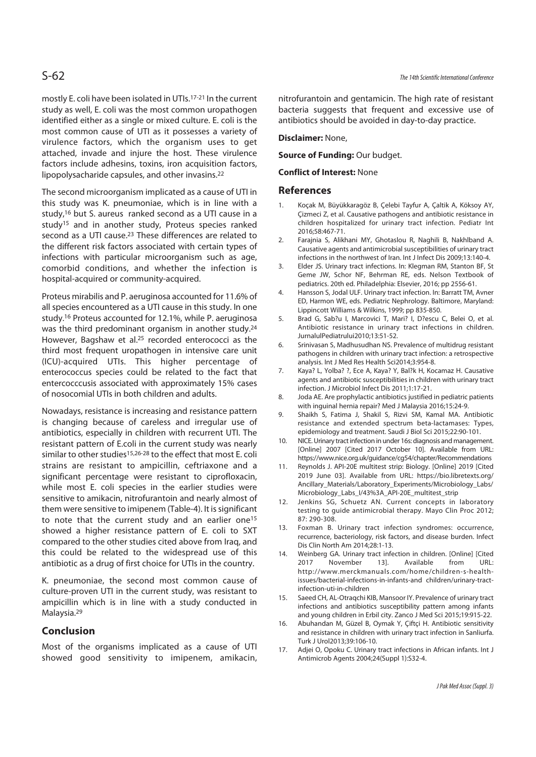mostly E. coli have been isolated in UTIs.[17-21] In the current study as well, E. coli was the most common uropathogen identified either as a single or mixed culture. E. coli is the most common cause of UTI as it possesses a variety of virulence factors, which the organism uses to get attached, invade and injure the host. These virulence factors include adhesins, toxins, iron acquisition factors, lipopolysacharide capsules, and other invasins.[22]

The second microorganism implicated as a cause of UTI in this study was K. pneumoniae, which is in line with a study,[16] but S. aureus ranked second as a UTI cause in a study[15] and in another study, Proteus species ranked second as a UTI cause.[23] These differences are related to the different risk factors associated with certain types of infections with particular microorganism such as age, comorbid conditions, and whether the infection is hospital-acquired or community-acquired.

Proteus mirabilis and P. aeruginosa accounted for 11.6% of all species encountered as a UTI cause in this study. In one study.[16] Proteus accounted for 12.1%, while P. aeruginosa was the third predominant organism in another study.[24] However, Bagshaw et al.[25] recorded enterococci as the third most frequent uropathogen in intensive care unit (ICU)-acquired UTIs. This higher percentage of enterococcus species could be related to the fact that entercocccusis associated with approximately 15% cases of nosocomial UTIs in both children and adults.

Nowadays, resistance is increasing and resistance pattern is changing because of careless and irregular use of antibiotics, especially in children with recurrent UTI. The resistant pattern of E.coli in the current study was nearly similar to other studies[15,26-28] to the effect that most E. coli strains are resistant to ampicillin, ceftriaxone and a significant percentage were resistant to ciprofloxacin, while most E. coli species in the earlier studies were sensitive to amikacin, nitrofurantoin and nearly almost of them were sensitive to imipenem (Table-4). It is significant to note that the current study and an earlier one[15] showed a higher resistance pattern of E. coli to SXT compared to the other studies cited above from Iraq, and this could be related to the widespread use of this antibiotic as a drug of first choice for UTIs in the country.

K. pneumoniae, the second most common cause of culture-proven UTI in the current study, was resistant to ampicillin which is in line with a study conducted in Malaysia.[29]

## Conclusion

Most of the organisms implicated as a cause of UTI showed good sensitivity to imipenem, amikacin, nitrofurantoin and gentamicin. The high rate of resistant bacteria suggests that frequent and excessive use of antibiotics should be avoided in day-to-day practice.

**Disclaimer:** None,

**Source of Funding:** Our budget.

**Conflict of Interest:** None

## References

1. Koçak M, Büyükkaragöz B, Çelebi Tayfur A, Çaltik A, Köksoy AY, Çizmeci Z, et al. Causative pathogens and antibiotic resistance in children hospitalized for urinary tract infection. Pediatr Int 2016;58:467-71.
2. Farajnia S, Alikhani MY, Ghotaslou R, Naghili B, Nakhlband A. Causative agents and antimicrobial susceptibilities of urinary tract infections in the northwest of Iran. Int J Infect Dis 2009;13:140-4.
3. Elder JS. Urinary tract infections. In: Klegman RM, Stanton BF, St Geme JW, Schor NF, Behrman RE, eds. Nelson Textbook of pediatrics. 20th ed. Philadelphia: Elsevier, 2016; pp 2556-61.
4. Hansson S, Jodal ULF. Urinary tract infection. In: Barratt TM, Avner ED, Harmon WE, eds. Pediatric Nephrology. Baltimore, Maryland: Lippincott Williams & Wilkins, 1999; pp 835-850.
5. Brad G, Sab?u I, Marcovici T, Mari? I, D?escu C, Belei O, et al. Antibiotic resistance in urinary tract infections in children. JurnalulPediatrului2010;13:51-52.
6. Srinivasan S, Madhusudhan NS. Prevalence of multidrug resistant pathogens in children with urinary tract infection: a retrospective analysis. Int J Med Res Health Sci2014;3:954-8.
7. Kaya? L, Yolba? ?, Ece A, Kaya? Y, Bal?k H, Kocamaz H. Causative agents and antibiotic susceptibilities in children with urinary tract infection. J Microbiol Infect Dis 2011;1:17-21.
8. Joda AE. Are prophylactic antibiotics justified in pediatric patients with inguinal hernia repair? Med J Malaysia 2016;15:24-9.
9. Shaikh S, Fatima J, Shakil S, Rizvi SM, Kamal MA. Antibiotic resistance and extended spectrum beta-lactamases: Types, epidemiology and treatment. Saudi J Biol Sci 2015;22:90-101.
10. NICE. Urinary tract infection in under 16s: diagnosis and management. [Online] 2007 [Cited 2017 October 10]. Available from URL: https://www.nice.org.uk/guidance/cg54/chapter/Recommendations
11. Reynolds J. API-20E multitest strip: Biology. [Online] 2019 [Cited 2019 June 03]. Available from URL: https://bio.libretexts.org/Ancillary_Materials/Laboratory_Experiments/Microbiology_Labs/Microbiology_Labs_I/43%3A_API-20E_multitest_strip
12. Jenkins SG, Schuetz AN. Current concepts in laboratory testing to guide antimicrobial therapy. Mayo Clin Proc 2012; 87: 290-308.
13. Foxman B. Urinary tract infection syndromes: occurrence, recurrence, bacteriology, risk factors, and disease burden. Infect Dis Clin North Am 2014;28:1-13.
14. Weinberg GA. Urinary tract infection in children. [Online] [Cited 2017 November 13]. Available from URL: http://www.merckmanuals.com/home/children-s-health-issues/bacterial-infections-in-infants-and children/urinary-tract-infection-uti-in-children
15. Saeed CH, AL-Otraqchi KIB, Mansoor IY. Prevalence of urinary tract infections and antibiotics susceptibility pattern among infants and young children in Erbil city. Zanco J Med Sci 2015;19:915-22.
16. Abuhandan M, Güzel B, Oymak Y, Çiftçi H. Antibiotic sensitivity and resistance in children with urinary tract infection in Sanliurfa. Turk J Urol2013;39:106-10.
17. Adjei O, Opoku C. Urinary tract infections in African infants. Int J Antimicrob Agents 2004;24(Suppl 1):S32-4.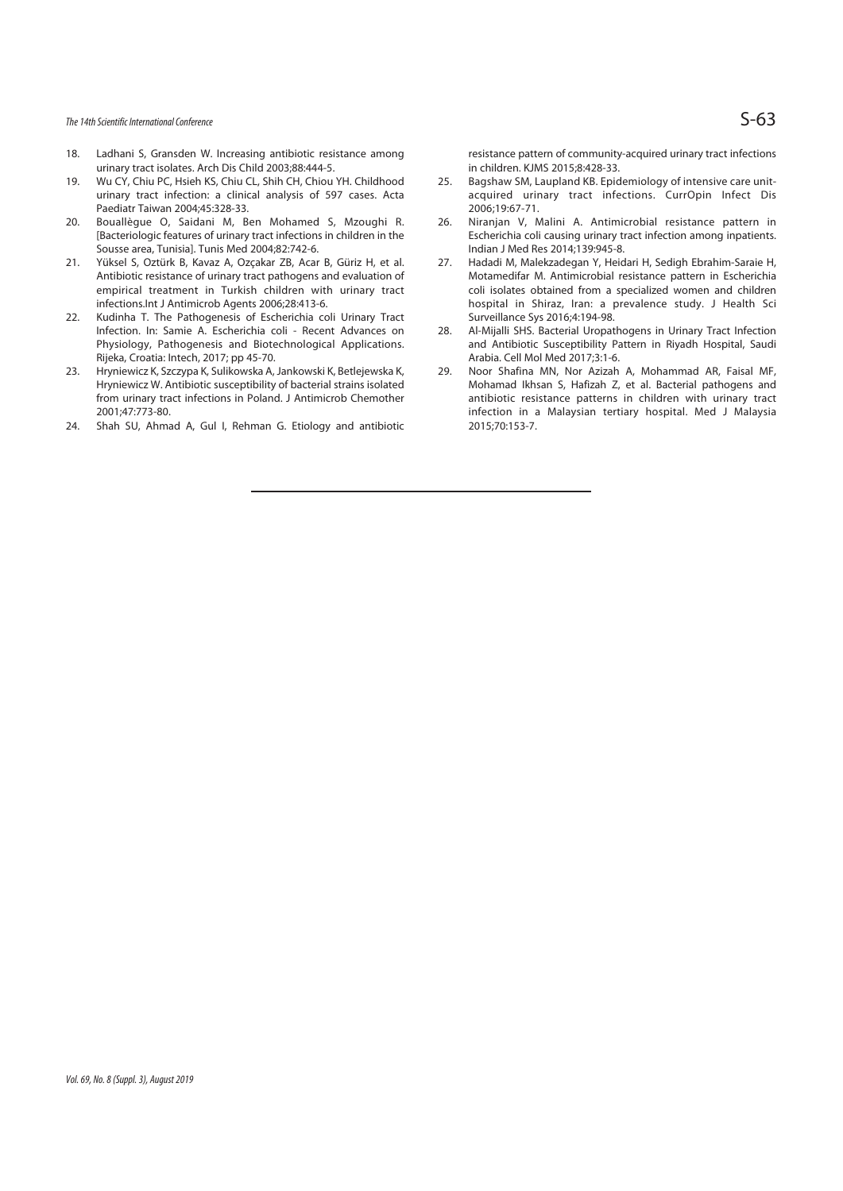18. Ladhani S, Gransden W. Increasing antibiotic resistance among urinary tract isolates. Arch Dis Child 2003;88:444-5.
19. Wu CY, Chiu PC, Hsieh KS, Chiu CL, Shih CH, Chiou YH. Childhood urinary tract infection: a clinical analysis of 597 cases. Acta Paediatr Taiwan 2004;45:328-33.
20. Bouallègue O, Saidani M, Ben Mohamed S, Mzoughi R. [Bacteriologic features of urinary tract infections in children in the Sousse area, Tunisia]. Tunis Med 2004;82:742-6.
21. Yüksel S, Oztürk B, Kavaz A, Ozçakar ZB, Acar B, Güriz H, et al. Antibiotic resistance of urinary tract pathogens and evaluation of empirical treatment in Turkish children with urinary tract infections.Int J Antimicrob Agents 2006;28:413-6.
22. Kudinha T. The Pathogenesis of Escherichia coli Urinary Tract Infection. In: Samie A. Escherichia coli - Recent Advances on Physiology, Pathogenesis and Biotechnological Applications. Rijeka, Croatia: Intech, 2017; pp 45-70.
23. Hryniewicz K, Szczypa K, Sulikowska A, Jankowski K, Betlejewska K, Hryniewicz W. Antibiotic susceptibility of bacterial strains isolated from urinary tract infections in Poland. J Antimicrob Chemother 2001;47:773-80.
24. Shah SU, Ahmad A, Gul I, Rehman G. Etiology and antibiotic resistance pattern of community-acquired urinary tract infections in children. KJMS 2015;8:428-33.
25. Bagshaw SM, Laupland KB. Epidemiology of intensive care unit-acquired urinary tract infections. CurrOpin Infect Dis 2006;19:67-71.
26. Niranjan V, Malini A. Antimicrobial resistance pattern in Escherichia coli causing urinary tract infection among inpatients. Indian J Med Res 2014;139:945-8.
27. Hadadi M, Malekzadegan Y, Heidari H, Sedigh Ebrahim-Saraie H, Motamedifar M. Antimicrobial resistance pattern in Escherichia coli isolates obtained from a specialized women and children hospital in Shiraz, Iran: a prevalence study. J Health Sci Surveillance Sys 2016;4:194-98.
28. Al-Mijalli SHS. Bacterial Uropathogens in Urinary Tract Infection and Antibiotic Susceptibility Pattern in Riyadh Hospital, Saudi Arabia. Cell Mol Med 2017;3:1-6.
29. Noor Shafina MN, Nor Azizah A, Mohammad AR, Faisal MF, Mohamad Ikhsan S, Hafizah Z, et al. Bacterial pathogens and antibiotic resistance patterns in children with urinary tract infection in a Malaysian tertiary hospital. Med J Malaysia 2015;70:153-7.